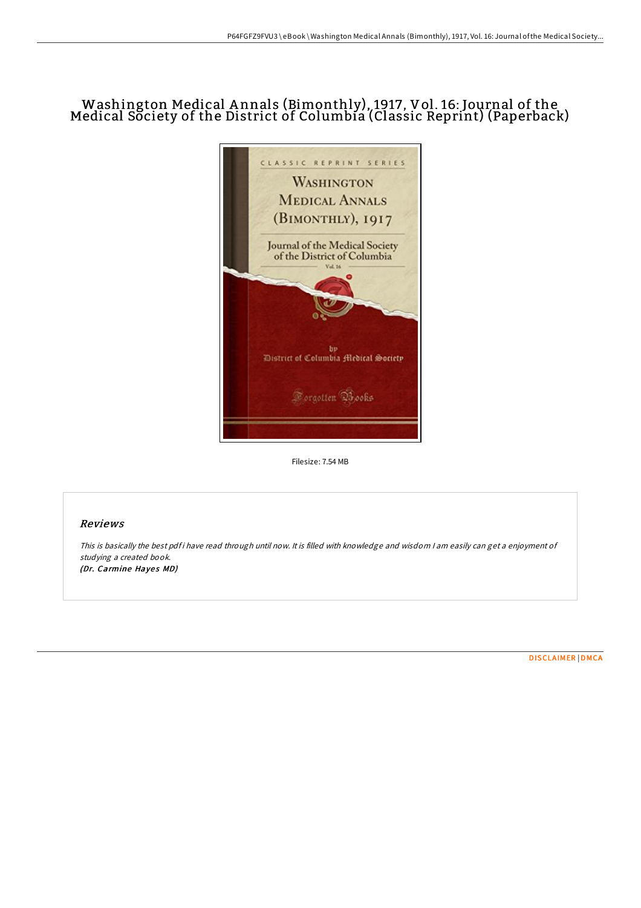# Washington Medical Annals (Bimonthly), 1917, Vol. 16: Journal of the Medical Society of the District of Columbia (Classic Reprint) (Paperback)

Filesize: 7.54 MB

## Reviews

*This is basically the best pdf i have read through until now. It is filled with knowledge and wisdom I am easily can get a enjoyment of studying a created book.*
***(Dr. Carmine Hayes MD)***

DISCLAIMER | DMCA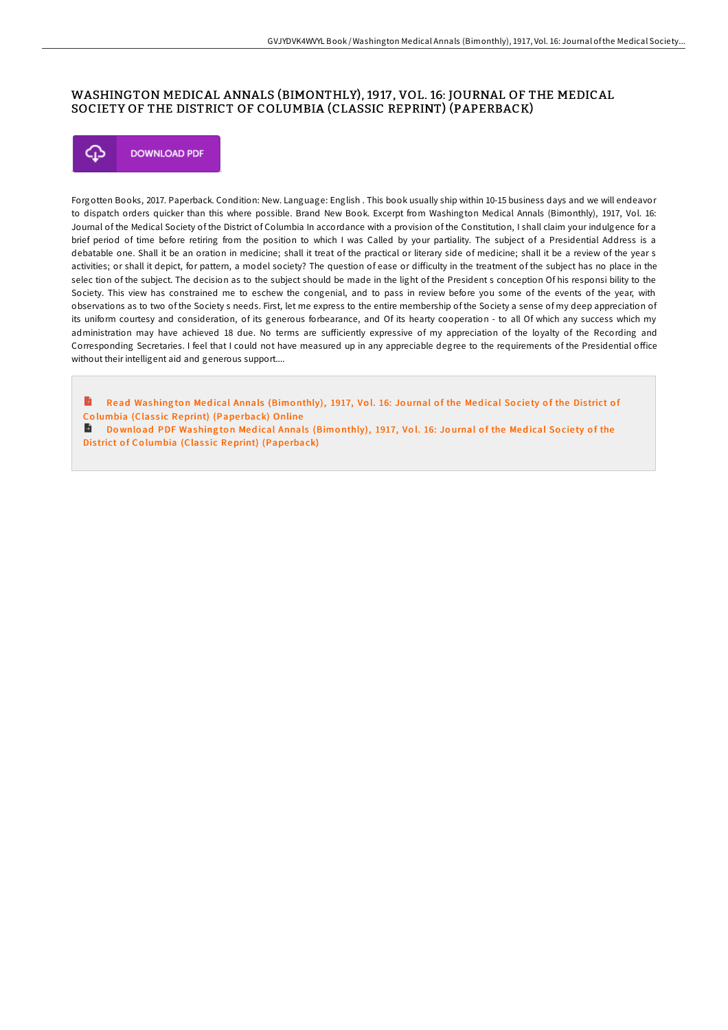# WASHINGTON MEDICAL ANNALS (BIMONTHLY), 1917, VOL. 16: JOURNAL OF THE MEDICAL SOCIETY OF THE DISTRICT OF COLUMBIA (CLASSIC REPRINT) (PAPERBACK)

DOWNLOAD PDF

Forgotten Books, 2017. Paperback. Condition: New. Language: English . This book usually ship within 10-15 business days and we will endeavor to dispatch orders quicker than this where possible. Brand New Book. Excerpt from Washington Medical Annals (Bimonthly), 1917, Vol. 16: Journal of the Medical Society of the District of Columbia In accordance with a provision of the Constitution, I shall claim your indulgence for a brief period of time before retiring from the position to which I was Called by your partiality. The subject of a Presidential Address is a debatable one. Shall it be an oration in medicine; shall it treat of the practical or literary side of medicine; shall it be a review of the year s activities; or shall it depict, for pattern, a model society? The question of ease or difficulty in the treatment of the subject has no place in the selec tion of the subject. The decision as to the subject should be made in the light of the President s conception Of his responsi bility to the Society. This view has constrained me to eschew the congenial, and to pass in review before you some of the events of the year, with observations as to two of the Society s needs. First, let me express to the entire membership of the Society a sense of my deep appreciation of its uniform courtesy and consideration, of its generous forbearance, and Of its hearty cooperation - to all Of which any success which my administration may have achieved 18 due. No terms are sufficiently expressive of my appreciation of the loyalty of the Recording and Corresponding Secretaries. I feel that I could not have measured up in any appreciable degree to the requirements of the Presidential office without their intelligent aid and generous support....

Read Washington Medical Annals (Bimonthly), 1917, Vol. 16: Journal of the Medical Society of the District of Columbia (Classic Reprint) (Paperback) Online

Download PDF Washington Medical Annals (Bimonthly), 1917, Vol. 16: Journal of the Medical Society of the District of Columbia (Classic Reprint) (Paperback)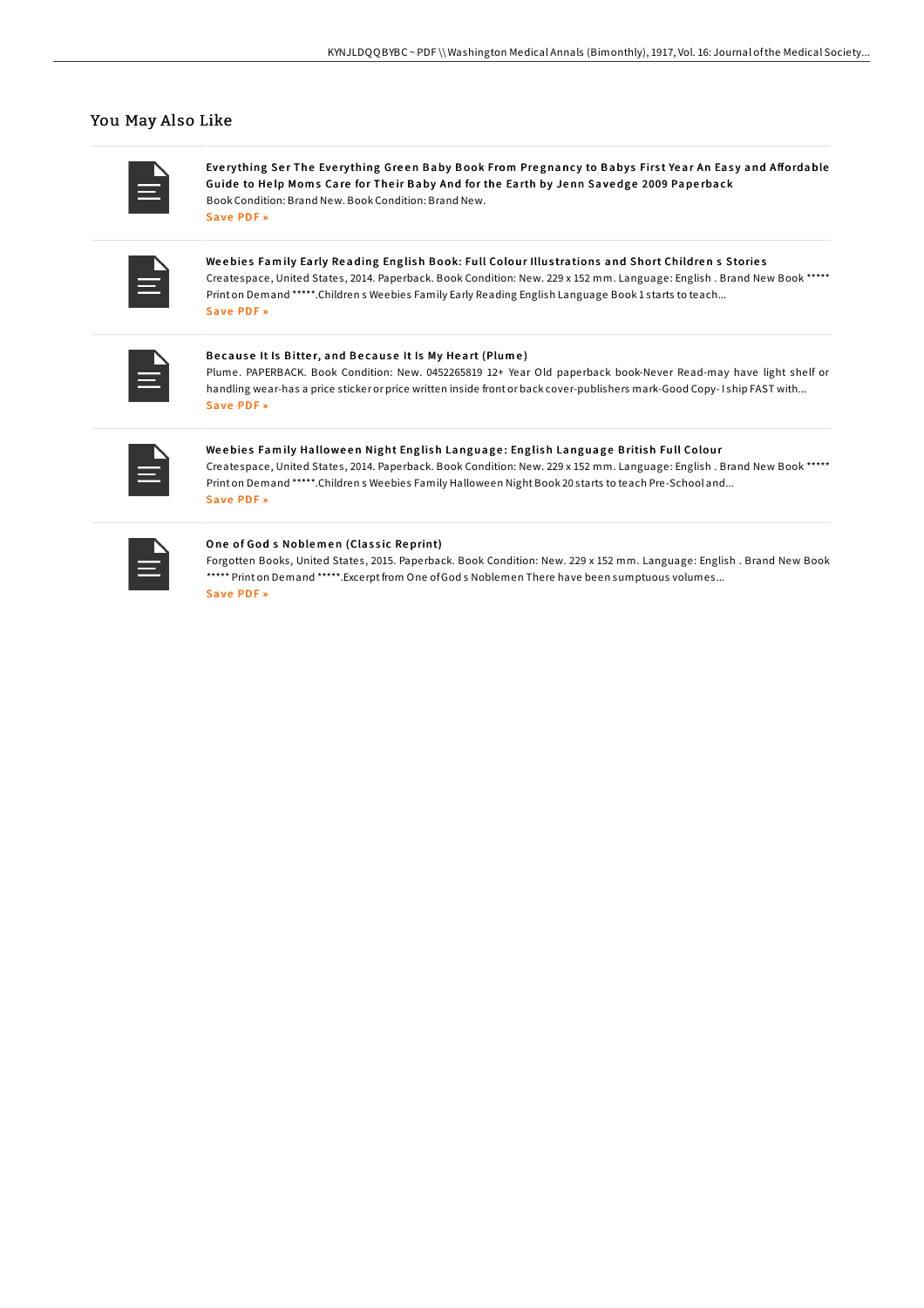## You May Also Like

**Everything Ser The Everything Green Baby Book From Pregnancy to Babys First Year An Easy and Affordable Guide to Help Moms Care for Their Baby And for the Earth by Jenn Savedge 2009 Paperback**
Book Condition: Brand New. Book Condition: Brand New.
Save PDF »

**Weebies Family Early Reading English Book: Full Colour Illustrations and Short Children s Stories**
Createspace, United States, 2014. Paperback. Book Condition: New. 229 x 152 mm. Language: English . Brand New Book ***** Print on Demand *****.Children s Weebies Family Early Reading English Language Book 1 starts to teach...
Save PDF »

**Because It Is Bitter, and Because It Is My Heart (Plume)**
Plume. PAPERBACK. Book Condition: New. 0452265819 12+ Year Old paperback book-Never Read-may have light shelf or handling wear-has a price sticker or price written inside front or back cover-publishers mark-Good Copy- I ship FAST with...
Save PDF »

**Weebies Family Halloween Night English Language: English Language British Full Colour**
Createspace, United States, 2014. Paperback. Book Condition: New. 229 x 152 mm. Language: English . Brand New Book ***** Print on Demand *****.Children s Weebies Family Halloween Night Book 20 starts to teach Pre-School and...
Save PDF »

**One of God s Noblemen (Classic Reprint)**
Forgotten Books, United States, 2015. Paperback. Book Condition: New. 229 x 152 mm. Language: English . Brand New Book ***** Print on Demand *****.Excerpt from One of God s Noblemen There have been sumptuous volumes...
Save PDF »